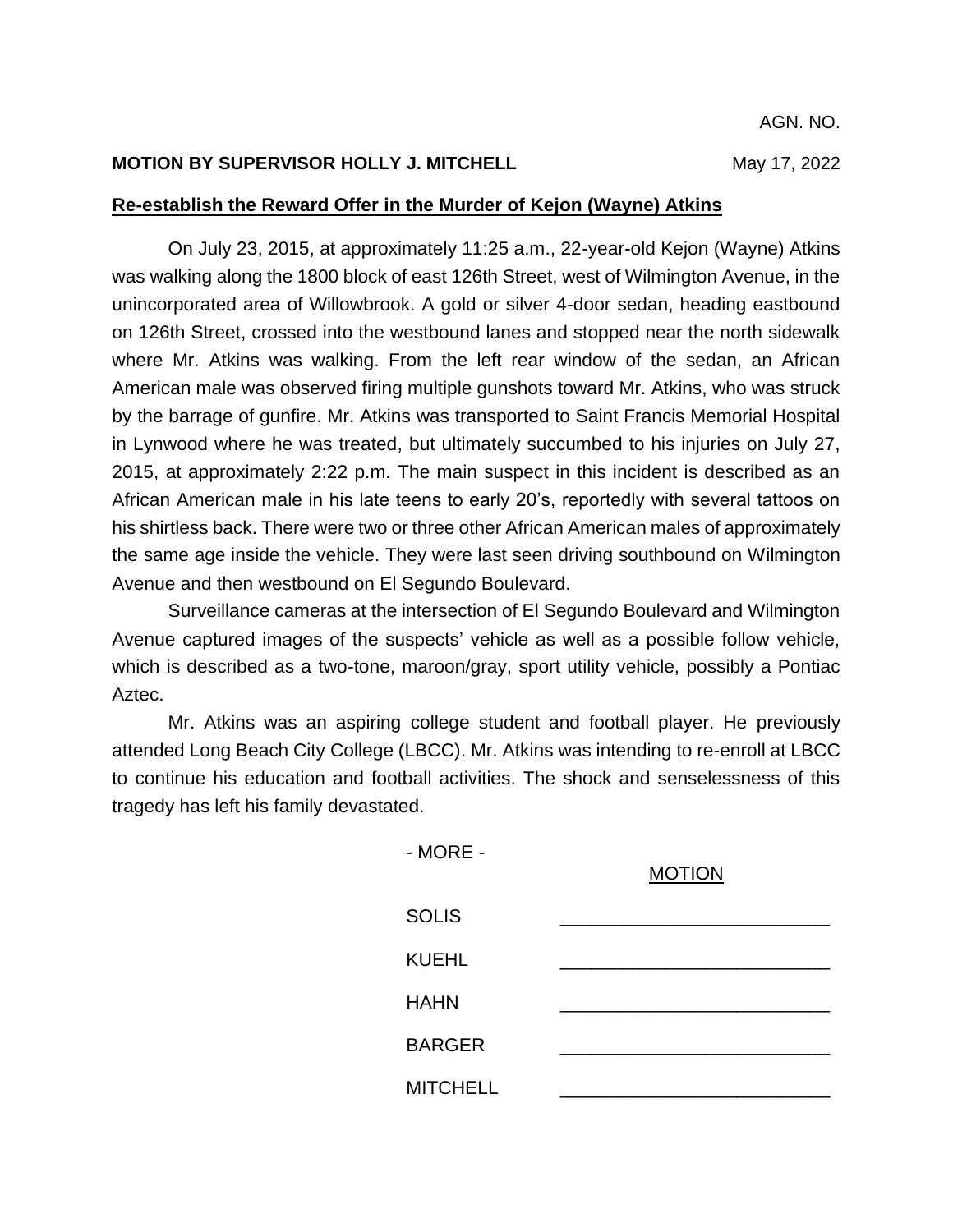AGN. NO.

**MOTION BY SUPERVISOR HOLLY J. MITCHELL** May 17, 2022

**Re-establish the Reward Offer in the Murder of Kejon (Wayne) Atkins**

On July 23, 2015, at approximately 11:25 a.m., 22-year-old Kejon (Wayne) Atkins was walking along the 1800 block of east 126th Street, west of Wilmington Avenue, in the unincorporated area of Willowbrook. A gold or silver 4-door sedan, heading eastbound on 126th Street, crossed into the westbound lanes and stopped near the north sidewalk where Mr. Atkins was walking. From the left rear window of the sedan, an African American male was observed firing multiple gunshots toward Mr. Atkins, who was struck by the barrage of gunfire. Mr. Atkins was transported to Saint Francis Memorial Hospital in Lynwood where he was treated, but ultimately succumbed to his injuries on July 27, 2015, at approximately 2:22 p.m. The main suspect in this incident is described as an African American male in his late teens to early 20's, reportedly with several tattoos on his shirtless back. There were two or three other African American males of approximately the same age inside the vehicle. They were last seen driving southbound on Wilmington Avenue and then westbound on El Segundo Boulevard.

Surveillance cameras at the intersection of El Segundo Boulevard and Wilmington Avenue captured images of the suspects' vehicle as well as a possible follow vehicle, which is described as a two-tone, maroon/gray, sport utility vehicle, possibly a Pontiac Aztec.

Mr. Atkins was an aspiring college student and football player. He previously attended Long Beach City College (LBCC). Mr. Atkins was intending to re-enroll at LBCC to continue his education and football activities. The shock and senselessness of this tragedy has left his family devastated.

- MORE -

| | MOTION |
|---|---|
| SOLIS | \_\_\_\_\_\_\_\_\_\_\_\_\_\_\_\_\_\_\_\_\_\_\_\_ |
| KUEHL | \_\_\_\_\_\_\_\_\_\_\_\_\_\_\_\_\_\_\_\_\_\_\_\_ |
| HAHN | \_\_\_\_\_\_\_\_\_\_\_\_\_\_\_\_\_\_\_\_\_\_\_\_ |
| BARGER | \_\_\_\_\_\_\_\_\_\_\_\_\_\_\_\_\_\_\_\_\_\_\_\_ |
| MITCHELL | \_\_\_\_\_\_\_\_\_\_\_\_\_\_\_\_\_\_\_\_\_\_\_\_ |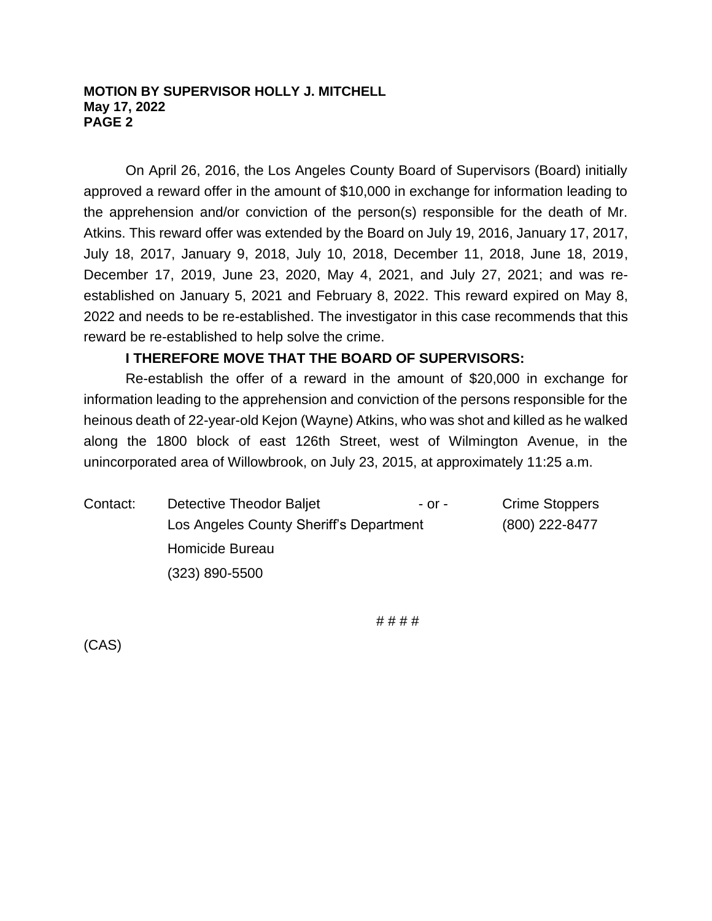On April 26, 2016, the Los Angeles County Board of Supervisors (Board) initially approved a reward offer in the amount of $10,000 in exchange for information leading to the apprehension and/or conviction of the person(s) responsible for the death of Mr. Atkins. This reward offer was extended by the Board on July 19, 2016, January 17, 2017, July 18, 2017, January 9, 2018, July 10, 2018, December 11, 2018, June 18, 2019, December 17, 2019, June 23, 2020, May 4, 2021, and July 27, 2021; and was re-established on January 5, 2021 and February 8, 2022. This reward expired on May 8, 2022 and needs to be re-established. The investigator in this case recommends that this reward be re-established to help solve the crime.

**I THEREFORE MOVE THAT THE BOARD OF SUPERVISORS:**

Re-establish the offer of a reward in the amount of $20,000 in exchange for information leading to the apprehension and conviction of the persons responsible for the heinous death of 22-year-old Kejon (Wayne) Atkins, who was shot and killed as he walked along the 1800 block of east 126th Street, west of Wilmington Avenue, in the unincorporated area of Willowbrook, on July 23, 2015, at approximately 11:25 a.m.

| | | | |
|---|---|---|---|
| Contact: | Detective Theodor Baljet | - or - | Crime Stoppers |
| | Los Angeles County Sheriff's Department | | (800) 222-8477 |
| | Homicide Bureau | | |
| | (323) 890-5500 | | |

# # # #

(CAS)